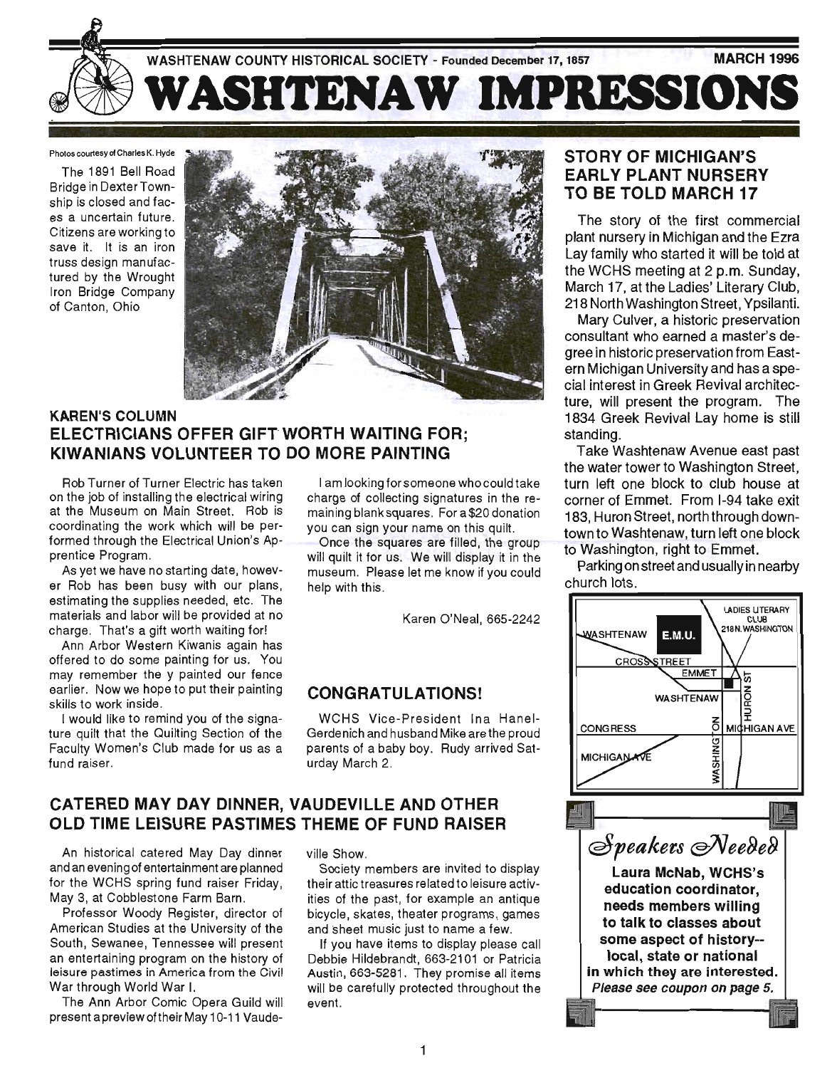WASHTENAW COUNTY HISTORICAL SOCIETY - Founded December 17, 1857 MARCH 1996

# WASHTENAW IMPRESSIONS

Photos courtesy of Charles K. Hyde

The 1891 Bell Road Bridge in Dexter Township is closed and faces a uncertain future. Citizens are working to save it. It is an iron truss design manufactured by the Wrought Iron Bridge Company of Canton, Ohio

## KAREN'S COLUMN
## ELECTRICIANS OFFER GIFT WORTH WAITING FOR; KIWANIANS VOLUNTEER TO DO MORE PAINTING

Rob Turner of Turner Electric has taken on the job of installing the electrical wiring at the Museum on Main Street. Rob is coordinating the work which will be performed through the Electrical Union's Apprentice Program.

As yet we have no starting date, however Rob has been busy with our plans, estimating the supplies needed, etc. The materials and labor will be provided at no charge. That's a gift worth waiting for!

Ann Arbor Western Kiwanis again has offered to do some painting for us. You may remember the y painted our fence earlier. Now we hope to put their painting skills to work inside.

I would like to remind you of the signature quilt that the Quilting Section of the Faculty Women's Club made for us as a fund raiser.

I am looking for someone who could take charge of collecting signatures in the remaining blank squares. For a $20 donation you can sign your name on this quilt.

Once the squares are filled, the group will quilt it for us. We will display it in the museum. Please let me know if you could help with this.

Karen O'Neal, 665-2242

## CONGRATULATIONS!

WCHS Vice-President Ina Hanel-Gerdenich and husband Mike are the proud parents of a baby boy. Rudy arrived Saturday March 2.

## CATERED MAY DAY DINNER, VAUDEVILLE AND OTHER OLD TIME LEISURE PASTIMES THEME OF FUND RAISER

An historical catered May Day dinner and an evening of entertainment are planned for the WCHS spring fund raiser Friday, May 3, at Cobblestone Farm Barn.

Professor Woody Register, director of American Studies at the University of the South, Sewanee, Tennessee will present an entertaining program on the history of leisure pastimes in America from the Civil War through World War I.

The Ann Arbor Comic Opera Guild will present a preview of their May 10-11 Vaudeville Show.

Society members are invited to display their attic treasures related to leisure activities of the past, for example an antique bicycle, skates, theater programs, games and sheet music just to name a few.

If you have items to display please call Debbie Hildebrandt, 663-2101 or Patricia Austin, 663-5281. They promise all items will be carefully protected throughout the event.

## STORY OF MICHIGAN'S EARLY PLANT NURSERY TO BE TOLD MARCH 17

The story of the first commercial plant nursery in Michigan and the Ezra Lay family who started it will be told at the WCHS meeting at 2 p.m. Sunday, March 17, at the Ladies' Literary Club, 218 North Washington Street, Ypsilanti.

Mary Culver, a historic preservation consultant who earned a master's degree in historic preservation from Eastern Michigan University and has a special interest in Greek Revival architecture, will present the program. The 1834 Greek Revival Lay home is still standing.

Take Washtenaw Avenue east past the water tower to Washington Street, turn left one block to club house at corner of Emmet. From I-94 take exit 183, Huron Street, north through downtown to Washtenaw, turn left one block to Washington, right to Emmet.

Parking on street and usually in nearby church lots.

LADIES LITERARY CLUB 218 N. WASHINGTON — WASHTENAW — E.M.U. — CROSS STREET — EMMET — WASHTENAW — HURON ST — CONGRESS — WASHINGTON — MICHIGAN AVE — MICHIGAN AVE

## *Speakers Needed*

**Laura McNab, WCHS's education coordinator, needs members willing to talk to classes about some aspect of history--local, state or national in which they are interested.**
***Please see coupon on page 5.***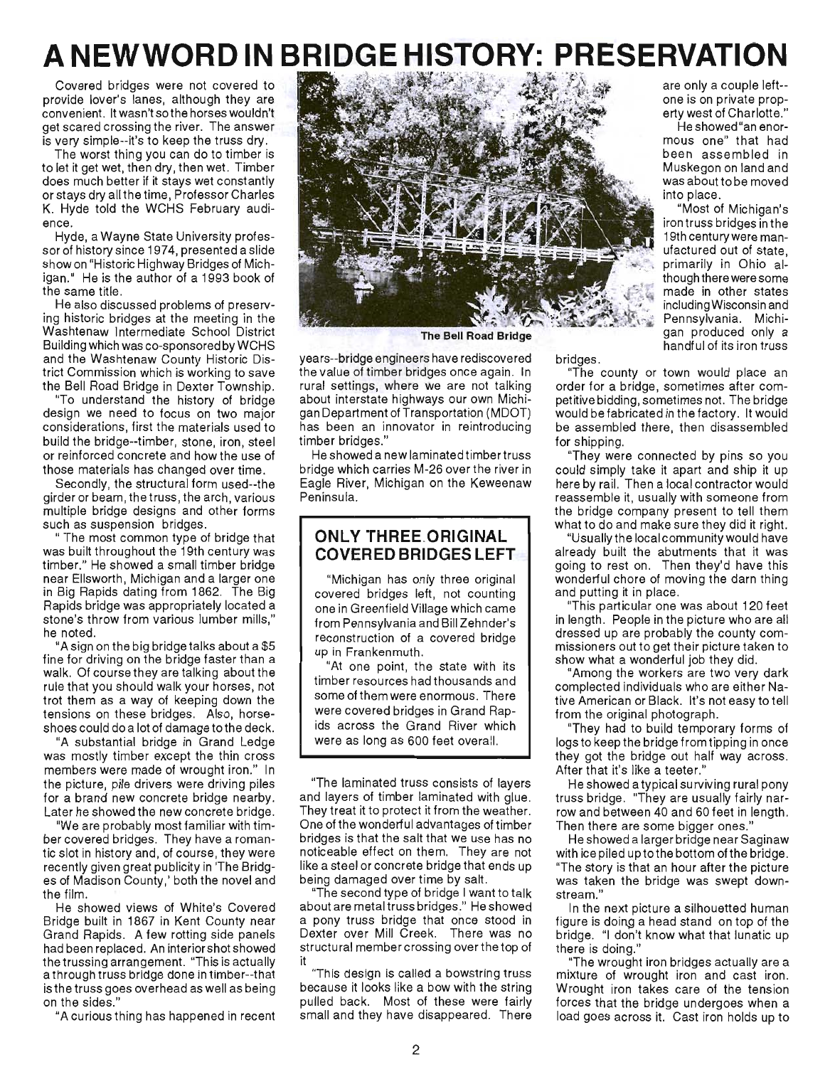# A NEW WORD IN BRIDGE HISTORY: PRESERVATION

Covered bridges were not covered to provide lover's lanes, although they are convenient. It wasn't so the horses wouldn't get scared crossing the river. The answer is very simple--it's to keep the truss dry.

The worst thing you can do to timber is to let it get wet, then dry, then wet. Timber does much better if it stays wet constantly or stays dry all the time, Professor Charles K. Hyde told the WCHS February audience.

Hyde, a Wayne State University professor of history since 1974, presented a slide show on "Historic Highway Bridges of Michigan." He is the author of a 1993 book of the same title.

He also discussed problems of preserving historic bridges at the meeting in the Washtenaw Intermediate School District Building which was co-sponsored by WCHS and the Washtenaw County Historic District Commission which is working to save the Bell Road Bridge in Dexter Township.

"To understand the history of bridge design we need to focus on two major considerations, first the materials used to build the bridge--timber, stone, iron, steel or reinforced concrete and how the use of those materials has changed over time.

Secondly, the structural form used--the girder or beam, the truss, the arch, various multiple bridge designs and other forms such as suspension bridges.

" The most common type of bridge that was built throughout the 19th century was timber." He showed a small timber bridge near Ellsworth, Michigan and a larger one in Big Rapids dating from 1862. The Big Rapids bridge was appropriately located a stone's throw from various lumber mills," he noted.

"A sign on the big bridge talks about a $5 fine for driving on the bridge faster than a walk. Of course they are talking about the rule that you should walk your horses, not trot them as a way of keeping down the tensions on these bridges. Also, horseshoes could do a lot of damage to the deck.

"A substantial bridge in Grand Ledge was mostly timber except the thin cross members were made of wrought iron." In the picture, pile drivers were driving piles for a brand new concrete bridge nearby. Later he showed the new concrete bridge.

"We are probably most familiar with timber covered bridges. They have a romantic slot in history and, of course, they were recently given great publicity in 'The Bridges of Madison County,' both the novel and the film.

He showed views of White's Covered Bridge built in 1867 in Kent County near Grand Rapids. A few rotting side panels had been replaced. An interior shot showed the trussing arrangement. "This is actually a through truss bridge done in timber--that is the truss goes overhead as well as being on the sides."

"A curious thing has happened in recent years--bridge engineers have rediscovered the value of timber bridges once again. In rural settings, where we are not talking about interstate highways our own Michigan Department of Transportation (MDOT) has been an innovator in reintroducing timber bridges."

He showed a new laminated timber truss bridge which carries M-26 over the river in Eagle River, Michigan on the Keweenaw Peninsula.

The Bell Road Bridge

> ## ONLY THREE ORIGINAL COVERED BRIDGES LEFT
>
> "Michigan has only three original covered bridges left, not counting one in Greenfield Village which came from Pennsylvania and Bill Zehnder's reconstruction of a covered bridge up in Frankenmuth.
>
> "At one point, the state with its timber resources had thousands and some of them were enormous. There were covered bridges in Grand Rapids across the Grand River which were as long as 600 feet overall.

"The laminated truss consists of layers and layers of timber laminated with glue. They treat it to protect it from the weather. One of the wonderful advantages of timber bridges is that the salt that we use has no noticeable effect on them. They are not like a steel or concrete bridge that ends up being damaged over time by salt.

"The second type of bridge I want to talk about are metal truss bridges." He showed a pony truss bridge that once stood in Dexter over Mill Creek. There was no structural member crossing over the top of it

"This design is called a bowstring truss because it looks like a bow with the string pulled back. Most of these were fairly small and they have disappeared. There are only a couple left--one is on private property west of Charlotte."

He showed "an enormous one" that had been assembled in Muskegon on land and was about to be moved into place.

"Most of Michigan's iron truss bridges in the 19th century were manufactured out of state, primarily in Ohio although there were some made in other states including Wisconsin and Pennsylvania. Michigan produced only a handful of its iron truss bridges.

"The county or town would place an order for a bridge, sometimes after competitive bidding, sometimes not. The bridge would be fabricated in the factory. It would be assembled there, then disassembled for shipping.

"They were connected by pins so you could simply take it apart and ship it up here by rail. Then a local contractor would reassemble it, usually with someone from the bridge company present to tell them what to do and make sure they did it right.

"Usually the local community would have already built the abutments that it was going to rest on. Then they'd have this wonderful chore of moving the darn thing and putting it in place.

"This particular one was about 120 feet in length. People in the picture who are all dressed up are probably the county commissioners out to get their picture taken to show what a wonderful job they did.

"Among the workers are two very dark complected individuals who are either Native American or Black. It's not easy to tell from the original photograph.

"They had to build temporary forms of logs to keep the bridge from tipping in once they got the bridge out half way across. After that it's like a teeter."

He showed a typical surviving rural pony truss bridge. "They are usually fairly narrow and between 40 and 60 feet in length. Then there are some bigger ones."

He showed a larger bridge near Saginaw with ice piled up to the bottom of the bridge. "The story is that an hour after the picture was taken the bridge was swept downstream."

In the next picture a silhouetted human figure is doing a head stand on top of the bridge. "I don't know what that lunatic up there is doing."

"The wrought iron bridges actually are a mixture of wrought iron and cast iron. Wrought iron takes care of the tension forces that the bridge undergoes when a load goes across it. Cast iron holds up to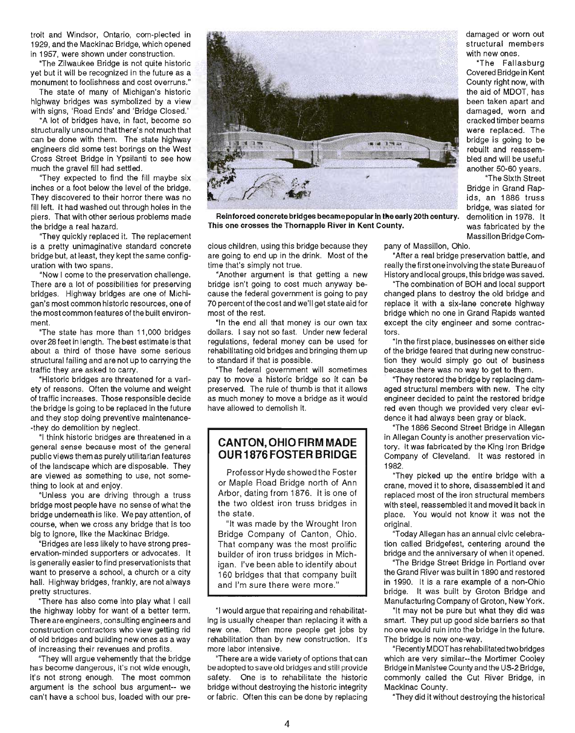troit and Windsor, Ontario, com-plected in 1929, and the Mackinac Bridge, which opened in 1957, were shown under construction.

"The Zilwaukee Bridge is not quite historic yet but it will be recognized in the future as a monument to foolishness and cost overruns."

The state of many of Michigan's historic highway bridges was symbolized by a view with signs, 'Road Ends' and 'Bridge Closed.'

"A lot of bridges have, in fact, become so structurally unsound that there's not much that can be done with them. The state highway engineers did some test borings on the West Cross Street Bridge in Ypsilanti to see how much the gravel fill had settled.

"They expected to find the fill maybe six inches or a foot below the level of the bridge. They discovered to their horror there was no fill left. It had washed out through holes in the piers. That with other serious problems made the bridge a real hazard.

"They quickly replaced it. The replacement is a pretty unimaginative standard concrete bridge but, at least, they kept the same configuration with two spans.

"Now I come to the preservation challenge. There are a lot of possibilities for preserving bridges. Highway bridges are one of Michigan's most common historic resources, one of the most common features of the built environment.

"The state has more than 11,000 bridges over 28 feet in length. The best estimate is that about a third of those have some serious structural failing and are not up to carrying the traffic they are asked to carry.

"Historic bridges are threatened for a variety of reasons. Often the volume and weight of traffic increases. Those responsible decide the bridge is going to be replaced in the future and they stop doing preventive maintenance--they do demolition by neglect.

"I think historic bridges are threatened in a general sense because most of the general public views them as purely utilitarian features of the landscape which are disposable. They are viewed as something to use, not something to look at and enjoy.

"Unless you are driving through a truss bridge most people have no sense of what the bridge underneath is like. We pay attention, of course, when we cross any bridge that is too big to ignore, like the Mackinac Bridge.

"Bridges are less likely to have strong preservation-minded supporters or advocates. It is generally easier to find preservationists that want to preserve a school, a church or a city hall. Highway bridges, frankly, are not always pretty structures.

"There has also come into play what I call the highway lobby for want of a better term. There are engineers, consulting engineers and construction contractors who view getting rid of old bridges and building new ones as a way of increasing their revenues and profits.

"They will argue vehemently that the bridge has become dangerous, it's not wide enough, it's not strong enough. The most common argument is the school bus argument-- we can't have a school bus, loaded with our precious children, using this bridge because they are going to end up in the drink. Most of the time that's simply not true.

"Another argument is that getting a new bridge isn't going to cost much anyway because the federal government is going to pay 70 percent of the cost and we'll get state aid for most of the rest.

"In the end all that money is our own tax dollars. I say not so fast. Under new federal regulations, federal money can be used for rehabilitating old bridges and bringing them up to standard if that is possible.

"The federal government will sometimes pay to move a historic bridge so it can be preserved. The rule of thumb is that it allows as much money to move a bridge as it would have allowed to demolish it.

Reinforced concrete bridges became popular in the early 20th century. This one crosses the Thornapple River in Kent County.

## CANTON, OHIO FIRM MADE OUR 1876 FOSTER BRIDGE

Professor Hyde showed the Foster or Maple Road Bridge north of Ann Arbor, dating from 1876. It is one of the two oldest iron truss bridges in the state.

"It was made by the Wrought Iron Bridge Company of Canton, Ohio. That company was the most prolific builder of iron truss bridges in Michigan. I've been able to identify about 160 bridges that that company built and I'm sure there were more."

"I would argue that repairing and rehabilitating is usually cheaper than replacing it with a new one. Often more people get jobs by rehabilitation than by new construction. It's more labor intensive.

"There are a wide variety of options that can be adopted to save old bridges and still provide safety. One is to rehabilitate the historic bridge without destroying the historic integrity or fabric. Often this can be done by replacing damaged or worn out structural members with new ones.

"The Fallasburg Covered Bridge in Kent County right now, with the aid of MDOT, has been taken apart and damaged, worn and cracked timber beams were replaced. The bridge is going to be rebuilt and reassembled and will be useful another 50-60 years.

"The Sixth Street Bridge in Grand Rapids, an 1886 truss bridge, was slated for demolition in 1978. It was fabricated by the Massillon Bridge Company of Massillon, Ohio.

"After a real bridge preservation battle, and really the first one involving the state Bureau of History and local groups, this bridge was saved.

"The combination of BOH and local support changed plans to destroy the old bridge and replace it with a six-lane concrete highway bridge which no one in Grand Rapids wanted except the city engineer and some contractors.

"In the first place, businesses on either side of the bridge feared that during new construction they would simply go out of business because there was no way to get to them.

"They restored the bridge by replacing damaged structural members with new. The city engineer decided to paint the restored bridge red even though we provided very clear evidence it had always been gray or black.

"The 1886 Second Street Bridge in Allegan in Allegan County is another preservation victory. It was fabricated by the King Iron Bridge Company of Cleveland. It was restored in 1982.

"They picked up the entire bridge with a crane, moved it to shore, disassembled it and replaced most of the iron structural members with steel, reassembled it and moved it back in place. You would not know it was not the original.

"Today Allegan has an annual civic celebration called Bridgefest, centering around the bridge and the anniversary of when it opened.

"The Bridge Street Bridge in Portland over the Grand River was built in 1890 and restored in 1990. It is a rare example of a non-Ohio bridge. It was built by Groton Bridge and Manufacturing Company of Groton, New York.

"It may not be pure but what they did was smart. They put up good side barriers so that no one would ruin into the bridge in the future. The bridge is now one-way.

"Recently MDOT has rehabilitated two bridges which are very similar--the Mortimer Cooley Bridge in Manistee County and the US-2 Bridge, commonly called the Cut River Bridge, in Mackinac County.

"They did it without destroying the historical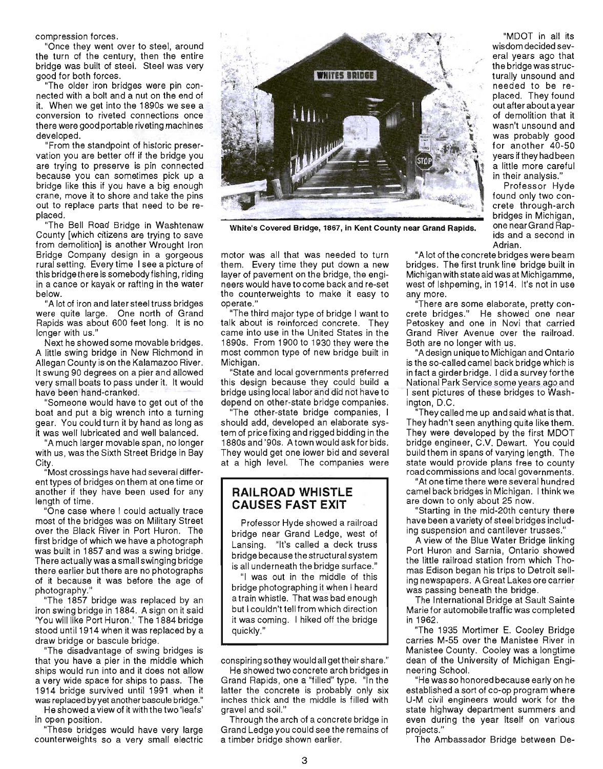compression forces.

"Once they went over to steel, around the turn of the century, then the entire bridge was built of steel. Steel was very good for both forces.

"The older iron bridges were pin connected with a bolt and a nut on the end of it. When we get into the 1890s we see a conversion to riveted connections once there were good portable riveting machines developed.

"From the standpoint of historic preservation you are better off if the bridge you are trying to preserve is pin connected because you can sometimes pick up a bridge like this if you have a big enough crane, move it to shore and take the pins out to replace parts that need to be replaced.

"The Bell Road Bridge in Washtenaw County [which citizens are trying to save from demolition] is another Wrought Iron Bridge Company design in a gorgeous rural setting. Every time I see a picture of this bridge there is somebody fishing, riding in a canoe or kayak or rafting in the water below.

"A lot of iron and later steel truss bridges were quite large. One north of Grand Rapids was about 600 feet long. It is no longer with us."

Next he showed some movable bridges. A little swing bridge in New Richmond in Allegan County is on the Kalamazoo River. It swung 90 degrees on a pier and allowed very small boats to pass under it. It would have been hand-cranked.

"Someone would have to get out of the boat and put a big wrench into a turning gear. You could turn it by hand as long as it was well lubricated and well balanced.

"A much larger movable span, no longer with us, was the Sixth Street Bridge in Bay City.

"Most crossings have had several different types of bridges on them at one time or another if they have been used for any length of time.

"One case where I could actually trace most of the bridges was on Military Street over the Black River in Port Huron. The first bridge of which we have a photograph was built in 1857 and was a swing bridge. There actually was a small swinging bridge there earlier but there are no photographs of it because it was before the age of photography."

"The 1857 bridge was replaced by an iron swing bridge in 1884. A sign on it said 'You will like Port Huron.' The 1884 bridge stood until 1914 when it was replaced by a draw bridge or bascule bridge.

"The disadvantage of swing bridges is that you have a pier in the middle which ships would run into and it does not allow a very wide space for ships to pass. The 1914 bridge survived until 1991 when it was replaced by yet another bascule bridge."

He showed a view of it with the two 'leafs' in open position.

"These bridges would have very large counterweights so a very small electric motor was all that was needed to turn them. Every time they put down a new layer of pavement on the bridge, the engineers would have to come back and re-set the counterweights to make it easy to operate."

White's Covered Bridge, 1867, in Kent County near Grand Rapids.

"The third major type of bridge I want to talk about is reinforced concrete. They came into use in the United States in the 1890s. From 1900 to 1930 they were the most common type of new bridge built in Michigan.

"State and local governments preferred this design because they could build a bridge using local labor and did not have to depend on other-state bridge companies.

"The other-state bridge companies, I should add, developed an elaborate system of price fixing and rigged bidding in the 1880s and '90s. A town would ask for bids. They would get one lower bid and several at a high level. The companies were conspiring so they would all get their share."

He showed two concrete arch bridges in Grand Rapids, one a "filled" type. "In the latter the concrete is probably only six inches thick and the middle is filled with gravel and soil."

Through the arch of a concrete bridge in Grand Ledge you could see the remains of a timber bridge shown earlier.

## RAILROAD WHISTLE CAUSES FAST EXIT

Professor Hyde showed a railroad bridge near Grand Ledge, west of Lansing. "It's called a deck truss bridge because the structural system is all underneath the bridge surface."

"I was out in the middle of this bridge photographing it when I heard a train whistle. That was bad enough but I couldn't tell from which direction it was coming. I hiked off the bridge quickly."

"MDOT in all its wisdom decided several years ago that the bridge was structurally unsound and needed to be replaced. They found out after about a year of demolition that it wasn't unsound and was probably good for another 40-50 years if they had been a little more careful in their analysis."

Professor Hyde found only two concrete through-arch bridges in Michigan, one near Grand Rapids and a second in Adrian.

"A lot of the concrete bridges were beam bridges. The first trunk line bridge built in Michigan with state aid was at Michigamme, west of Ishpeming, in 1914. It's not in use any more.

"There are some elaborate, pretty concrete bridges." He showed one near Petoskey and one in Novi that carried Grand River Avenue over the railroad. Both are no longer with us.

"A design unique to Michigan and Ontario is the so-called camel back bridge which is in fact a girder bridge. I did a survey for the National Park Service some years ago and I sent pictures of these bridges to Washington, D.C.

"They called me up and said what is that. They hadn't seen anything quite like them. They were developed by the first MDOT bridge engineer, C.V. Dewart. You could build them in spans of varying length. The state would provide plans free to county road commissions and local governments.

"At one time there were several hundred camel back bridges in Michigan. I think we are down to only about 25 now.

"Starting in the mid-20th century there have been a variety of steel bridges including suspension and cantilever trusses."

A view of the Blue Water Bridge linking Port Huron and Sarnia, Ontario showed the little railroad station from which Thomas Edison began his trips to Detroit selling newspapers. A Great Lakes ore carrier was passing beneath the bridge.

The International Bridge at Sault Sainte Marie for automobile traffic was completed in 1962.

"The 1935 Mortimer E. Cooley Bridge carries M-55 over the Manistee River in Manistee County. Cooley was a longtime dean of the University of Michigan Engineering School.

"He was so honored because early on he established a sort of co-op program where U-M civil engineers would work for the state highway department summers and even during the year itself on various projects."

The Ambassador Bridge between De-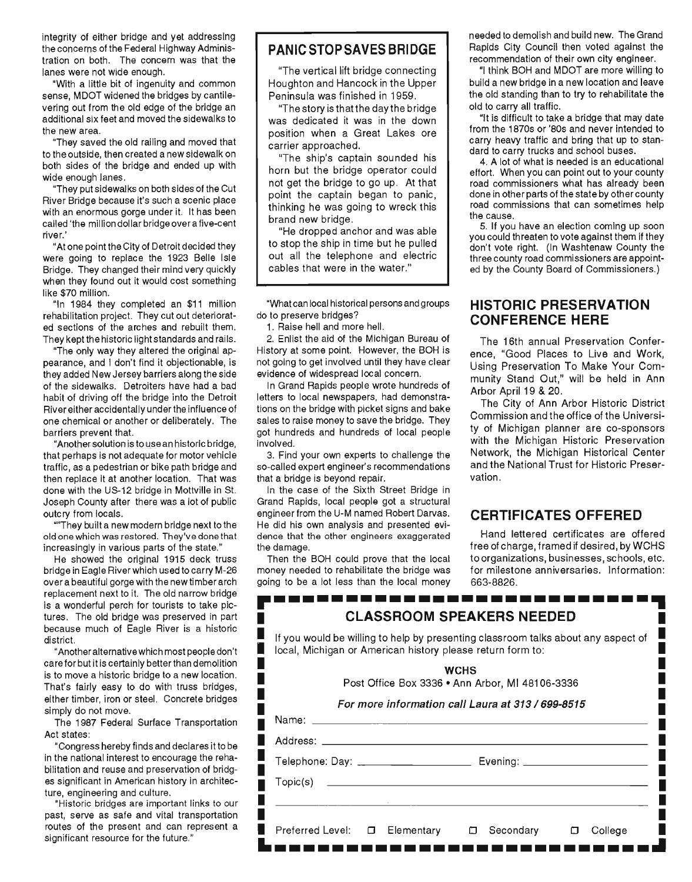integrity of either bridge and yet addressing the concerns of the Federal Highway Administration on both. The concern was that the lanes were not wide enough.

"With a little bit of ingenuity and common sense, MDOT widened the bridges by cantilevering out from the old edge of the bridge an additional six feet and moved the sidewalks to the new area.

"They saved the old railing and moved that to the outside, then created a new sidewalk on both sides of the bridge and ended up with wide enough lanes.

"They put sidewalks on both sides of the Cut River Bridge because it's such a scenic place with an enormous gorge under it. It has been called 'the million dollar bridge over a five-cent river.'

"At one point the City of Detroit decided they were going to replace the 1923 Belle Isle Bridge. They changed their mind very quickly when they found out it would cost something like $70 million.

"In 1984 they completed an $11 million rehabilitation project. They cut out deteriorated sections of the arches and rebuilt them. They kept the historic light standards and rails.

"The only way they altered the original appearance, and I don't find it objectionable, is they added New Jersey barriers along the side of the sidewalks. Detroiters have had a bad habit of driving off the bridge into the Detroit River either accidentally under the influence of one chemical or another or deliberately. The barriers prevent that.

"Another solution is to use an historic bridge, that perhaps is not adequate for motor vehicle traffic, as a pedestrian or bike path bridge and then replace it at another location. That was done with the US-12 bridge in Mottville in St. Joseph County after there was a lot of public outcry from locals.

""They built a new modern bridge next to the old one which was restored. They've done that increasingly in various parts of the state."

He showed the original 1915 deck truss bridge in Eagle River which used to carry M-26 over a beautiful gorge with the new timber arch replacement next to it. The old narrow bridge is a wonderful perch for tourists to take pictures. The old bridge was preserved in part because much of Eagle River is a historic district.

"Another alternative which most people don't care for but it is certainly better than demolition is to move a historic bridge to a new location. That's fairly easy to do with truss bridges, either timber, iron or steel. Concrete bridges simply do not move.

The 1987 Federal Surface Transportation Act states:

"Congress hereby finds and declares it to be in the national interest to encourage the rehabilitation and reuse and preservation of bridges significant in American history in architecture, engineering and culture.

"Historic bridges are important links to our past, serve as safe and vital transportation routes of the present and can represent a significant resource for the future."

## PANIC STOP SAVES BRIDGE

"The vertical lift bridge connecting Houghton and Hancock in the Upper Peninsula was finished in 1959.

"The story is that the day the bridge was dedicated it was in the down position when a Great Lakes ore carrier approached.

"The ship's captain sounded his horn but the bridge operator could not get the bridge to go up. At that point the captain began to panic, thinking he was going to wreck this brand new bridge.

"He dropped anchor and was able to stop the ship in time but he pulled out all the telephone and electric cables that were in the water."

"What can local historical persons and groups do to preserve bridges?

1. Raise hell and more hell.

2. Enlist the aid of the Michigan Bureau of History at some point. However, the BOH is not going to get involved until they have clear evidence of widespread local concern.

In Grand Rapids people wrote hundreds of letters to local newspapers, had demonstrations on the bridge with picket signs and bake sales to raise money to save the bridge. They got hundreds and hundreds of local people involved.

3. Find your own experts to challenge the so-called expert engineer's recommendations that a bridge is beyond repair.

In the case of the Sixth Street Bridge in Grand Rapids, local people got a structural engineer from the U-M named Robert Darvas. He did his own analysis and presented evidence that the other engineers exaggerated the damage.

Then the BOH could prove that the local money needed to rehabilitate the bridge was going to be a lot less than the local money needed to demolish and build new. The Grand Rapids City Council then voted against the recommendation of their own city engineer.

"I think BOH and MDOT are more willing to build a new bridge in a new location and leave the old standing than to try to rehabilitate the old to carry all traffic.

"It is difficult to take a bridge that may date from the 1870s or '80s and never intended to carry heavy traffic and bring that up to standard to carry trucks and school buses.

4. A lot of what is needed is an educational effort. When you can point out to your county road commissioners what has already been done in other parts of the state by other county road commissions that can sometimes help the cause.

5. If you have an election coming up soon you could threaten to vote against them if they don't vote right. (In Washtenaw County the three county road commissioners are appointed by the County Board of Commissioners.)

## HISTORIC PRESERVATION CONFERENCE HERE

The 16th annual Preservation Conference, "Good Places to Live and Work, Using Preservation To Make Your Community Stand Out," will be held in Ann Arbor April 19 & 20.

The City of Ann Arbor Historic District Commission and the office of the University of Michigan planner are co-sponsors with the Michigan Historic Preservation Network, the Michigan Historical Center and the National Trust for Historic Preservation.

## CERTIFICATES OFFERED

Hand lettered certificates are offered free of charge, framed if desired, by WCHS to organizations, businesses, schools, etc. for milestone anniversaries. Information: 663-8826.

## CLASSROOM SPEAKERS NEEDED

If you would be willing to help by presenting classroom talks about any aspect of local, Michigan or American history please return form to:

**WCHS**
Post Office Box 3336 • Ann Arbor, MI 48106-3336

***For more information call Laura at 313 / 699-8515***

Name: ______________________________

Address: ______________________________

Telephone: Day: ______________ Evening: ______________

Topic(s) ______________________________

______________________________

Preferred Level: ☐ Elementary ☐ Secondary ☐ College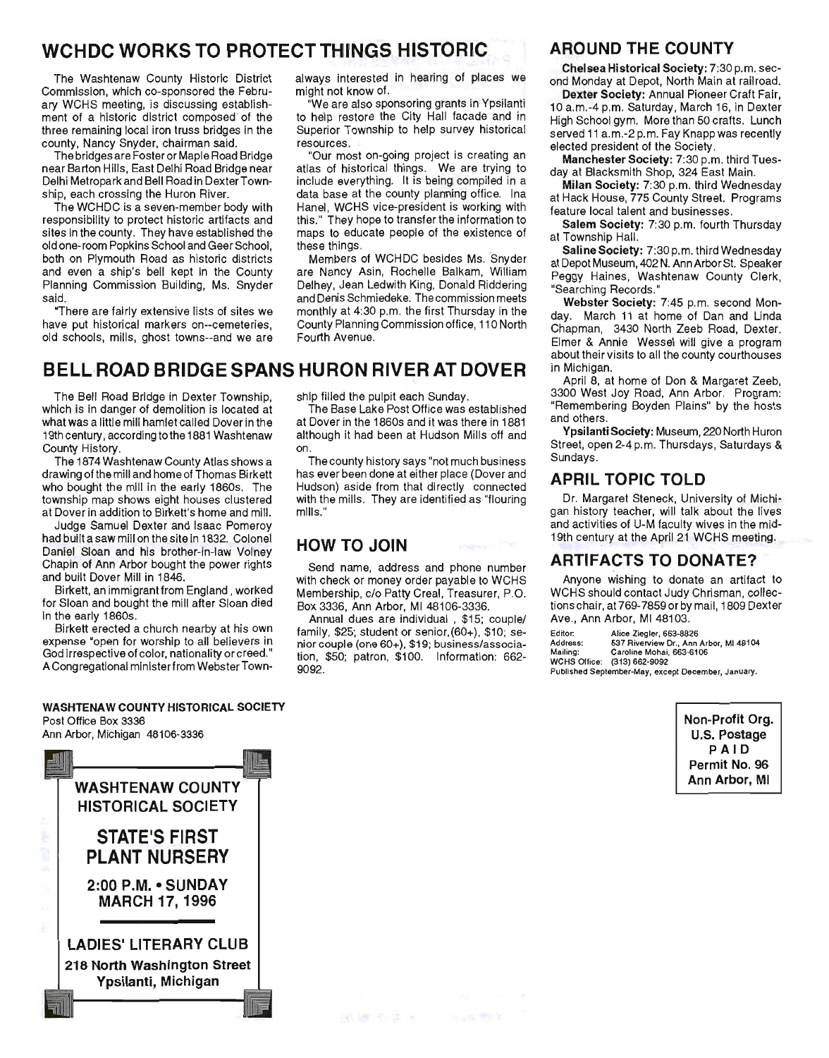## WCHDC WORKS TO PROTECT THINGS HISTORIC

The Washtenaw County Historic District Commission, which co-sponsored the February WCHS meeting, is discussing establishment of a historic district composed of the three remaining local iron truss bridges in the county, Nancy Snyder, chairman said.

The bridges are Foster or Maple Road Bridge near Barton Hills, East Delhi Road Bridge near Delhi Metropark and Bell Road in Dexter Township, each crossing the Huron River.

The WCHDC is a seven-member body with responsibility to protect historic artifacts and sites in the county. They have established the old one-room Popkins School and Geer School, both on Plymouth Road as historic districts and even a ship's bell kept in the County Planning Commission Building, Ms. Snyder said.

"There are fairly extensive lists of sites we have put historical markers on--cemeteries, old schools, mills, ghost towns--and we are always interested in hearing of places we might not know of.

"We are also sponsoring grants in Ypsilanti to help restore the City Hall facade and in Superior Township to help survey historical resources.

"Our most on-going project is creating an atlas of historical things. We are trying to include everything. It is being compiled in a data base at the county planning office. Ina Hanel, WCHS vice-president is working with this." They hope to transfer the information to maps to educate people of the existence of these things.

Members of WCHDC besides Ms. Snyder are Nancy Asin, Rochelle Balkam, William Delhey, Jean Ledwith King, Donald Riddering and Denis Schmiedeke. The commission meets monthly at 4:30 p.m. the first Thursday in the County Planning Commission office, 110 North Fourth Avenue.

## BELL ROAD BRIDGE SPANS HURON RIVER AT DOVER

The Bell Road Bridge in Dexter Township, which is in danger of demolition is located at what was a little mill hamlet called Dover in the 19th century, according to the 1881 Washtenaw County History.

The 1874 Washtenaw County Atlas shows a drawing of the mill and home of Thomas Birkett who bought the mill in the early 1860s. The township map shows eight houses clustered at Dover in addition to Birkett's home and mill.

Judge Samuel Dexter and Isaac Pomeroy had built a saw mill on the site in 1832. Colonel Daniel Sloan and his brother-in-law Volney Chapin of Ann Arbor bought the power rights and built Dover Mill in 1846.

Birkett, an immigrant from England, worked for Sloan and bought the mill after Sloan died in the early 1860s.

Birkett erected a church nearby at his own expense "open for worship to all believers in God irrespective of color, nationality or creed." A Congregational minister from Webster Township filled the pulpit each Sunday.

The Base Lake Post Office was established at Dover in the 1860s and it was there in 1881 although it had been at Hudson Mills off and on.

The county history says "not much business has ever been done at either place (Dover and Hudson) aside from that directly connected with the mills. They are identified as "flouring mills."

## HOW TO JOIN

Send name, address and phone number with check or money order payable to WCHS Membership, c/o Patty Creal, Treasurer, P.O. Box 3336, Ann Arbor, MI 48106-3336.

Annual dues are individual, $15; couple/family, $25; student or senior, (60+), $10; senior couple (one 60+), $19; business/association, $50; patron, $100. Information: 662-9092.

## AROUND THE COUNTY

**Chelsea Historical Society:** 7:30 p.m. second Monday at Depot, North Main at railroad.

**Dexter Society:** Annual Pioneer Craft Fair, 10 a.m.-4 p.m. Saturday, March 16, in Dexter High School gym. More than 50 crafts. Lunch served 11 a.m.-2 p.m. Fay Knapp was recently elected president of the Society.

**Manchester Society:** 7:30 p.m. third Tuesday at Blacksmith Shop, 324 East Main.

**Milan Society:** 7:30 p.m. third Wednesday at Hack House, 775 County Street. Programs feature local talent and businesses.

**Salem Society:** 7:30 p.m. fourth Thursday at Township Hall.

**Saline Society:** 7:30 p.m. third Wednesday at Depot Museum, 402 N. Ann Arbor St. Speaker Peggy Haines, Washtenaw County Clerk, "Searching Records."

**Webster Society:** 7:45 p.m. second Monday. March 11 at home of Dan and Linda Chapman, 3430 North Zeeb Road, Dexter. Elmer & Annie Wessel will give a program about their visits to all the county courthouses in Michigan.

April 8, at home of Don & Margaret Zeeb, 3300 West Joy Road, Ann Arbor. Program: "Remembering Boyden Plains" by the hosts and others.

**Ypsilanti Society:** Museum, 220 North Huron Street, open 2-4 p.m. Thursdays, Saturdays & Sundays.

## APRIL TOPIC TOLD

Dr. Margaret Steneck, University of Michigan history teacher, will talk about the lives and activities of U-M faculty wives in the mid-19th century at the April 21 WCHS meeting.

## ARTIFACTS TO DONATE?

Anyone wishing to donate an artifact to WCHS should contact Judy Chrisman, collections chair, at 769-7859 or by mail, 1809 Dexter Ave., Ann Arbor, MI 48103.

Editor: Alice Ziegler, 663-8826
Address: 537 Riverview Dr., Ann Arbor, MI 48104
Mailing: Caroline Mohai, 663-6106
WCHS Office: (313) 662-9092
Published September-May, except December, January.

**WASHTENAW COUNTY HISTORICAL SOCIETY**
Post Office Box 3336
Ann Arbor, Michigan 48106-3336

Non-Profit Org.
U.S. Postage
PAID
Permit No. 96
Ann Arbor, MI

**WASHTENAW COUNTY HISTORICAL SOCIETY**

**STATE'S FIRST PLANT NURSERY**

**2:00 P.M. • SUNDAY MARCH 17, 1996**

**LADIES' LITERARY CLUB**
**218 North Washington Street**
**Ypsilanti, Michigan**